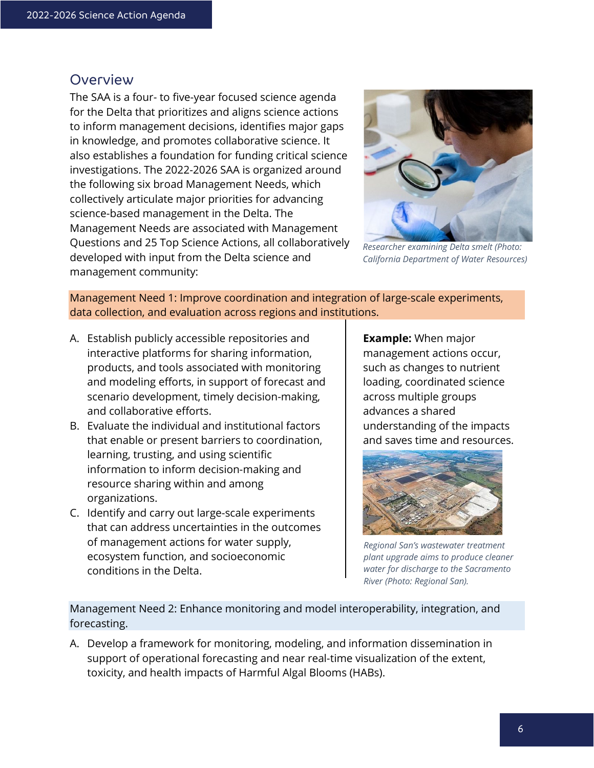## Overview

The SAA is a four- to five-year focused science agenda for the Delta that prioritizes and aligns science actions to inform management decisions, identifies major gaps in knowledge, and promotes collaborative science. It also establishes a foundation for funding critical science investigations. The 2022-2026 SAA is organized around the following six broad Management Needs, which collectively articulate major priorities for advancing science-based management in the Delta. The Management Needs are associated with Management Questions and 25 Top Science Actions, all collaboratively developed with input from the Delta science and management community:

*Researcher examining Delta smelt (Photo: California Department of Water Resources)*

### Management Need 1: Improve coordination and integration of large-scale experiments, data collection, and evaluation across regions and institutions.

A. Establish publicly accessible repositories and interactive platforms for sharing information, products, and tools associated with monitoring and modeling efforts, in support of forecast and scenario development, timely decision-making, and collaborative efforts.

B. Evaluate the individual and institutional factors that enable or present barriers to coordination, learning, trusting, and using scientific information to inform decision-making and resource sharing within and among organizations.

C. Identify and carry out large-scale experiments that can address uncertainties in the outcomes of management actions for water supply, ecosystem function, and socioeconomic conditions in the Delta.

**Example:** When major management actions occur, such as changes to nutrient loading, coordinated science across multiple groups advances a shared understanding of the impacts and saves time and resources.

*Regional San's wastewater treatment plant upgrade aims to produce cleaner water for discharge to the Sacramento River (Photo: Regional San).*

### Management Need 2: Enhance monitoring and model interoperability, integration, and forecasting.

A. Develop a framework for monitoring, modeling, and information dissemination in support of operational forecasting and near real-time visualization of the extent, toxicity, and health impacts of Harmful Algal Blooms (HABs).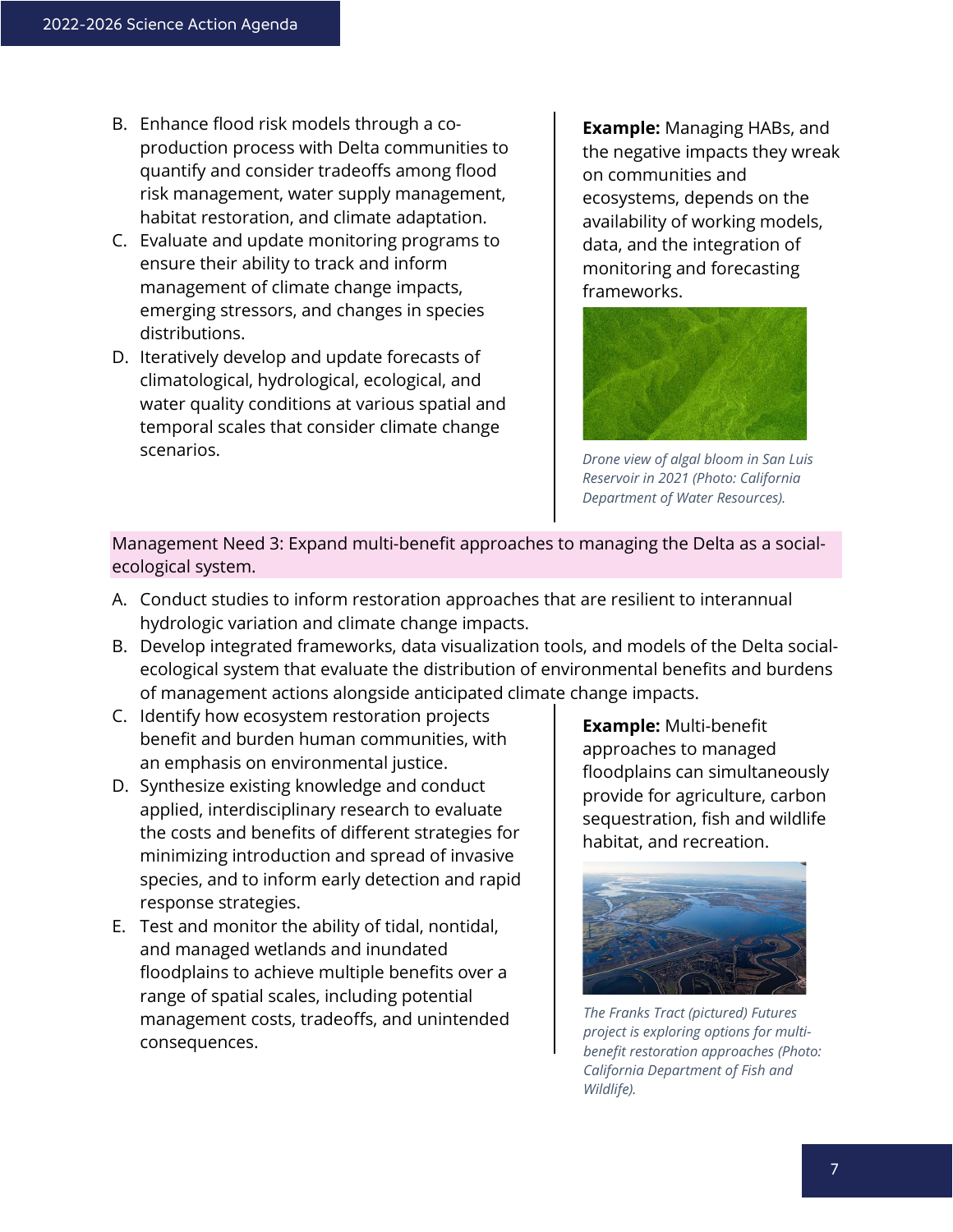B. Enhance flood risk models through a co-production process with Delta communities to quantify and consider tradeoffs among flood risk management, water supply management, habitat restoration, and climate adaptation.
C. Evaluate and update monitoring programs to ensure their ability to track and inform management of climate change impacts, emerging stressors, and changes in species distributions.
D. Iteratively develop and update forecasts of climatological, hydrological, ecological, and water quality conditions at various spatial and temporal scales that consider climate change scenarios.

**Example:** Managing HABs, and the negative impacts they wreak on communities and ecosystems, depends on the availability of working models, data, and the integration of monitoring and forecasting frameworks.

*Drone view of algal bloom in San Luis Reservoir in 2021 (Photo: California Department of Water Resources).*

Management Need 3: Expand multi-benefit approaches to managing the Delta as a social-ecological system.

A. Conduct studies to inform restoration approaches that are resilient to interannual hydrologic variation and climate change impacts.
B. Develop integrated frameworks, data visualization tools, and models of the Delta social-ecological system that evaluate the distribution of environmental benefits and burdens of management actions alongside anticipated climate change impacts.
C. Identify how ecosystem restoration projects benefit and burden human communities, with an emphasis on environmental justice.
D. Synthesize existing knowledge and conduct applied, interdisciplinary research to evaluate the costs and benefits of different strategies for minimizing introduction and spread of invasive species, and to inform early detection and rapid response strategies.
E. Test and monitor the ability of tidal, nontidal, and managed wetlands and inundated floodplains to achieve multiple benefits over a range of spatial scales, including potential management costs, tradeoffs, and unintended consequences.

**Example:** Multi-benefit approaches to managed floodplains can simultaneously provide for agriculture, carbon sequestration, fish and wildlife habitat, and recreation.

*The Franks Tract (pictured) Futures project is exploring options for multi-benefit restoration approaches (Photo: California Department of Fish and Wildlife).*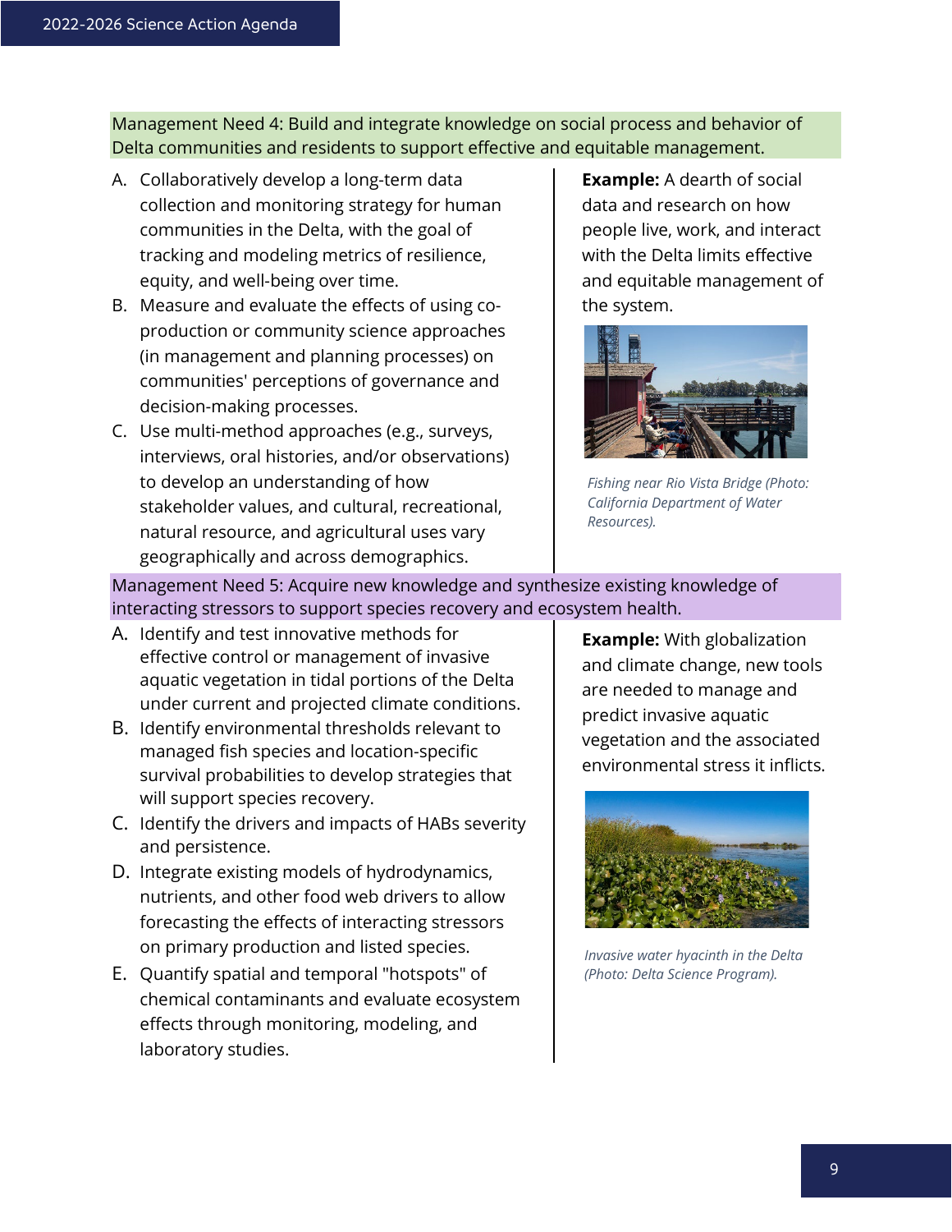## Management Need 4: Build and integrate knowledge on social process and behavior of Delta communities and residents to support effective and equitable management.

A. Collaboratively develop a long-term data collection and monitoring strategy for human communities in the Delta, with the goal of tracking and modeling metrics of resilience, equity, and well-being over time.
B. Measure and evaluate the effects of using co-production or community science approaches (in management and planning processes) on communities' perceptions of governance and decision-making processes.
C. Use multi-method approaches (e.g., surveys, interviews, oral histories, and/or observations) to develop an understanding of how stakeholder values, and cultural, recreational, natural resource, and agricultural uses vary geographically and across demographics.

**Example:** A dearth of social data and research on how people live, work, and interact with the Delta limits effective and equitable management of the system.

*Fishing near Rio Vista Bridge (Photo: California Department of Water Resources).*

## Management Need 5: Acquire new knowledge and synthesize existing knowledge of interacting stressors to support species recovery and ecosystem health.

A. Identify and test innovative methods for effective control or management of invasive aquatic vegetation in tidal portions of the Delta under current and projected climate conditions.
B. Identify environmental thresholds relevant to managed fish species and location-specific survival probabilities to develop strategies that will support species recovery.
C. Identify the drivers and impacts of HABs severity and persistence.
D. Integrate existing models of hydrodynamics, nutrients, and other food web drivers to allow forecasting the effects of interacting stressors on primary production and listed species.
E. Quantify spatial and temporal "hotspots" of chemical contaminants and evaluate ecosystem effects through monitoring, modeling, and laboratory studies.

**Example:** With globalization and climate change, new tools are needed to manage and predict invasive aquatic vegetation and the associated environmental stress it inflicts.

*Invasive water hyacinth in the Delta (Photo: Delta Science Program).*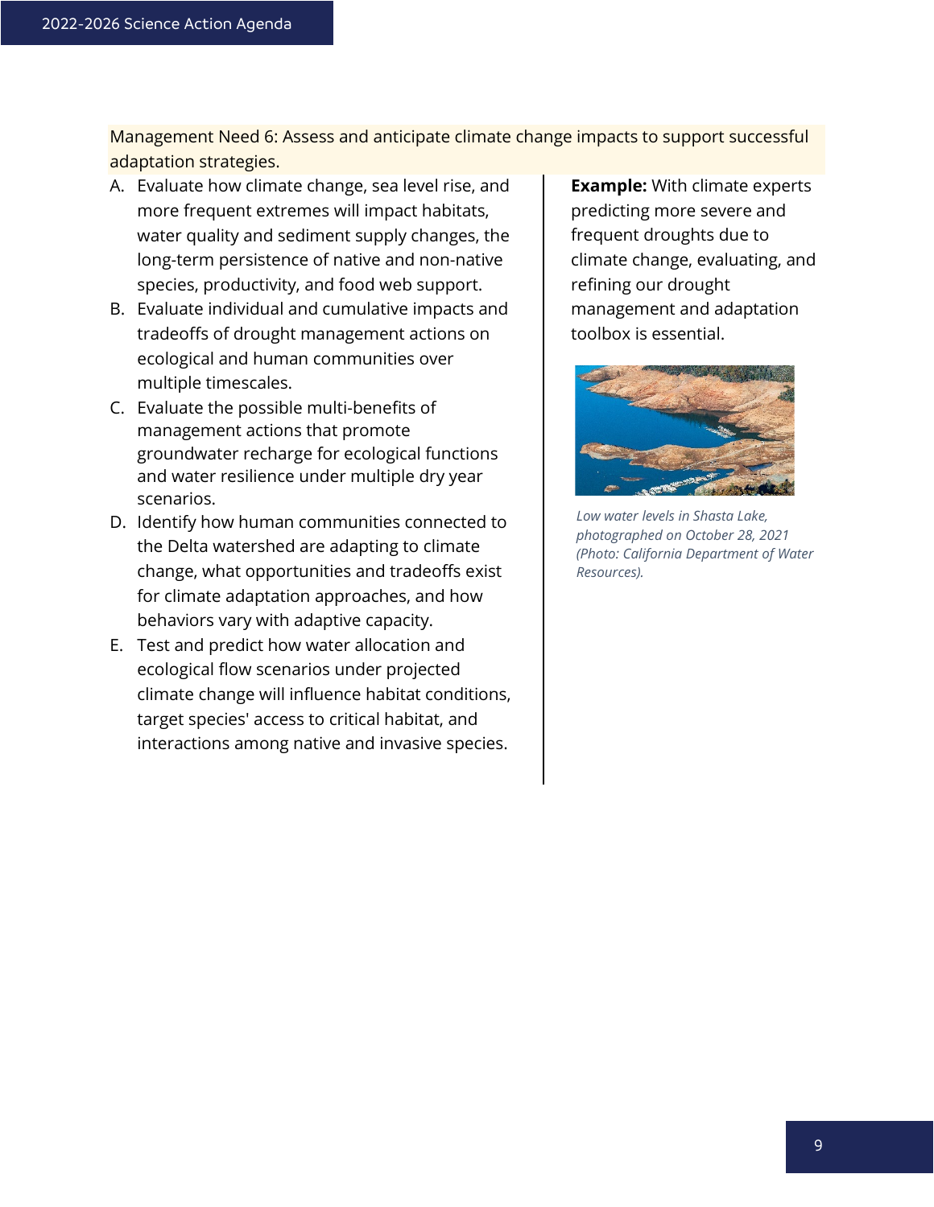## Management Need 6: Assess and anticipate climate change impacts to support successful adaptation strategies.

A. Evaluate how climate change, sea level rise, and more frequent extremes will impact habitats, water quality and sediment supply changes, the long-term persistence of native and non-native species, productivity, and food web support.

B. Evaluate individual and cumulative impacts and tradeoffs of drought management actions on ecological and human communities over multiple timescales.

C. Evaluate the possible multi-benefits of management actions that promote groundwater recharge for ecological functions and water resilience under multiple dry year scenarios.

D. Identify how human communities connected to the Delta watershed are adapting to climate change, what opportunities and tradeoffs exist for climate adaptation approaches, and how behaviors vary with adaptive capacity.

E. Test and predict how water allocation and ecological flow scenarios under projected climate change will influence habitat conditions, target species' access to critical habitat, and interactions among native and invasive species.

**Example:** With climate experts predicting more severe and frequent droughts due to climate change, evaluating, and refining our drought management and adaptation toolbox is essential.

*Low water levels in Shasta Lake, photographed on October 28, 2021 (Photo: California Department of Water Resources).*